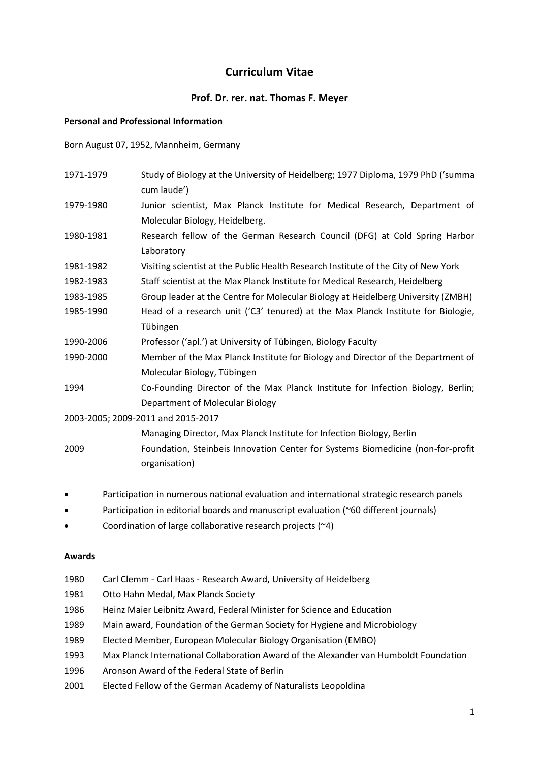# Curriculum Vitae

## Prof. Dr. rer. nat. Thomas F. Meyer

**Personal and Professional Information**

Born August 07, 1952, Mannheim, Germany

| | |
|---|---|
| 1971-1979 | Study of Biology at the University of Heidelberg; 1977 Diploma, 1979 PhD ('summa cum laude') |
| 1979-1980 | Junior scientist, Max Planck Institute for Medical Research, Department of Molecular Biology, Heidelberg. |
| 1980-1981 | Research fellow of the German Research Council (DFG) at Cold Spring Harbor Laboratory |
| 1981-1982 | Visiting scientist at the Public Health Research Institute of the City of New York |
| 1982-1983 | Staff scientist at the Max Planck Institute for Medical Research, Heidelberg |
| 1983-1985 | Group leader at the Centre for Molecular Biology at Heidelberg University (ZMBH) |
| 1985-1990 | Head of a research unit ('C3' tenured) at the Max Planck Institute for Biologie, Tübingen |
| 1990-2006 | Professor ('apl.') at University of Tübingen, Biology Faculty |
| 1990-2000 | Member of the Max Planck Institute for Biology and Director of the Department of Molecular Biology, Tübingen |
| 1994 | Co-Founding Director of the Max Planck Institute for Infection Biology, Berlin; Department of Molecular Biology |
| 2003-2005; 2009-2011 and 2015-2017 | Managing Director, Max Planck Institute for Infection Biology, Berlin |
| 2009 | Foundation, Steinbeis Innovation Center for Systems Biomedicine (non-for-profit organisation) |

- Participation in numerous national evaluation and international strategic research panels
- Participation in editorial boards and manuscript evaluation (~60 different journals)
- Coordination of large collaborative research projects (~4)

**Awards**

| | |
|---|---|
| 1980 | Carl Clemm - Carl Haas - Research Award, University of Heidelberg |
| 1981 | Otto Hahn Medal, Max Planck Society |
| 1986 | Heinz Maier Leibnitz Award, Federal Minister for Science and Education |
| 1989 | Main award, Foundation of the German Society for Hygiene and Microbiology |
| 1989 | Elected Member, European Molecular Biology Organisation (EMBO) |
| 1993 | Max Planck International Collaboration Award of the Alexander van Humboldt Foundation |
| 1996 | Aronson Award of the Federal State of Berlin |
| 2001 | Elected Fellow of the German Academy of Naturalists Leopoldina |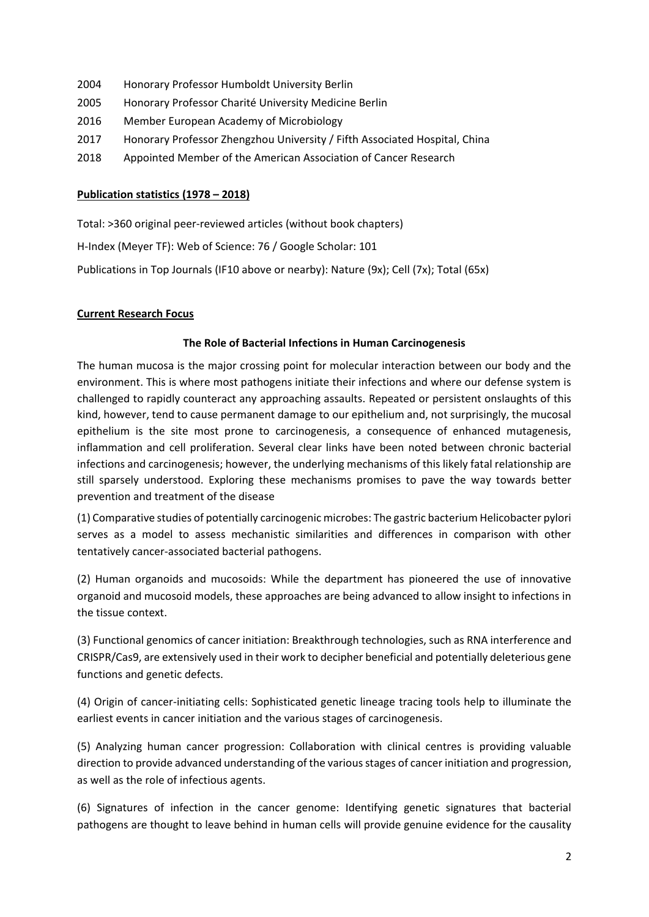2004 Honorary Professor Humboldt University Berlin

2005 Honorary Professor Charité University Medicine Berlin

2016 Member European Academy of Microbiology

2017 Honorary Professor Zhengzhou University / Fifth Associated Hospital, China

2018 Appointed Member of the American Association of Cancer Research

**Publication statistics (1978 – 2018)**

Total: >360 original peer-reviewed articles (without book chapters)

H-Index (Meyer TF): Web of Science: 76 / Google Scholar: 101

Publications in Top Journals (IF10 above or nearby): Nature (9x); Cell (7x); Total (65x)

**Current Research Focus**

**The Role of Bacterial Infections in Human Carcinogenesis**

The human mucosa is the major crossing point for molecular interaction between our body and the environment. This is where most pathogens initiate their infections and where our defense system is challenged to rapidly counteract any approaching assaults. Repeated or persistent onslaughts of this kind, however, tend to cause permanent damage to our epithelium and, not surprisingly, the mucosal epithelium is the site most prone to carcinogenesis, a consequence of enhanced mutagenesis, inflammation and cell proliferation. Several clear links have been noted between chronic bacterial infections and carcinogenesis; however, the underlying mechanisms of this likely fatal relationship are still sparsely understood. Exploring these mechanisms promises to pave the way towards better prevention and treatment of the disease

(1) Comparative studies of potentially carcinogenic microbes: The gastric bacterium Helicobacter pylori serves as a model to assess mechanistic similarities and differences in comparison with other tentatively cancer-associated bacterial pathogens.

(2) Human organoids and mucosoids: While the department has pioneered the use of innovative organoid and mucosoid models, these approaches are being advanced to allow insight to infections in the tissue context.

(3) Functional genomics of cancer initiation: Breakthrough technologies, such as RNA interference and CRISPR/Cas9, are extensively used in their work to decipher beneficial and potentially deleterious gene functions and genetic defects.

(4) Origin of cancer-initiating cells: Sophisticated genetic lineage tracing tools help to illuminate the earliest events in cancer initiation and the various stages of carcinogenesis.

(5) Analyzing human cancer progression: Collaboration with clinical centres is providing valuable direction to provide advanced understanding of the various stages of cancer initiation and progression, as well as the role of infectious agents.

(6) Signatures of infection in the cancer genome: Identifying genetic signatures that bacterial pathogens are thought to leave behind in human cells will provide genuine evidence for the causality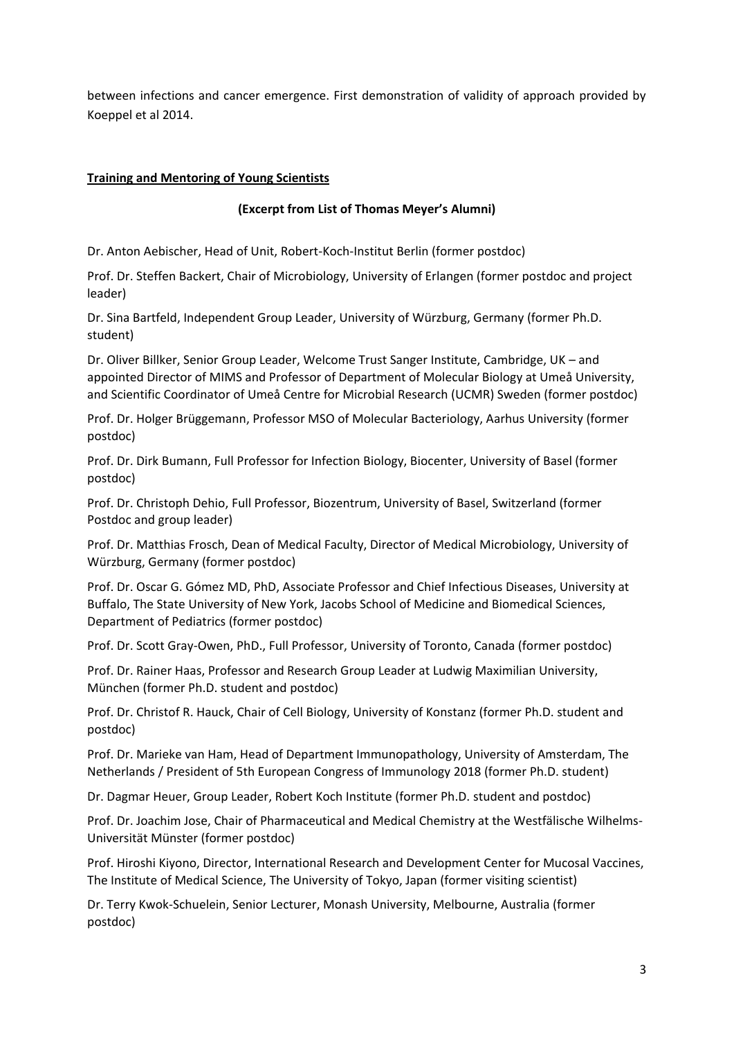between infections and cancer emergence. First demonstration of validity of approach provided by Koeppel et al 2014.

## Training and Mentoring of Young Scientists

### (Excerpt from List of Thomas Meyer's Alumni)

Dr. Anton Aebischer, Head of Unit, Robert-Koch-Institut Berlin (former postdoc)

Prof. Dr. Steffen Backert, Chair of Microbiology, University of Erlangen (former postdoc and project leader)

Dr. Sina Bartfeld, Independent Group Leader, University of Würzburg, Germany (former Ph.D. student)

Dr. Oliver Billker, Senior Group Leader, Welcome Trust Sanger Institute, Cambridge, UK – and appointed Director of MIMS and Professor of Department of Molecular Biology at Umeå University, and Scientific Coordinator of Umeå Centre for Microbial Research (UCMR) Sweden (former postdoc)

Prof. Dr. Holger Brüggemann, Professor MSO of Molecular Bacteriology, Aarhus University (former postdoc)

Prof. Dr. Dirk Bumann, Full Professor for Infection Biology, Biocenter, University of Basel (former postdoc)

Prof. Dr. Christoph Dehio, Full Professor, Biozentrum, University of Basel, Switzerland (former Postdoc and group leader)

Prof. Dr. Matthias Frosch, Dean of Medical Faculty, Director of Medical Microbiology, University of Würzburg, Germany (former postdoc)

Prof. Dr. Oscar G. Gómez MD, PhD, Associate Professor and Chief Infectious Diseases, University at Buffalo, The State University of New York, Jacobs School of Medicine and Biomedical Sciences, Department of Pediatrics (former postdoc)

Prof. Dr. Scott Gray-Owen, PhD., Full Professor, University of Toronto, Canada (former postdoc)

Prof. Dr. Rainer Haas, Professor and Research Group Leader at Ludwig Maximilian University, München (former Ph.D. student and postdoc)

Prof. Dr. Christof R. Hauck, Chair of Cell Biology, University of Konstanz (former Ph.D. student and postdoc)

Prof. Dr. Marieke van Ham, Head of Department Immunopathology, University of Amsterdam, The Netherlands / President of 5th European Congress of Immunology 2018 (former Ph.D. student)

Dr. Dagmar Heuer, Group Leader, Robert Koch Institute (former Ph.D. student and postdoc)

Prof. Dr. Joachim Jose, Chair of Pharmaceutical and Medical Chemistry at the Westfälische Wilhelms-Universität Münster (former postdoc)

Prof. Hiroshi Kiyono, Director, International Research and Development Center for Mucosal Vaccines, The Institute of Medical Science, The University of Tokyo, Japan (former visiting scientist)

Dr. Terry Kwok-Schuelein, Senior Lecturer, Monash University, Melbourne, Australia (former postdoc)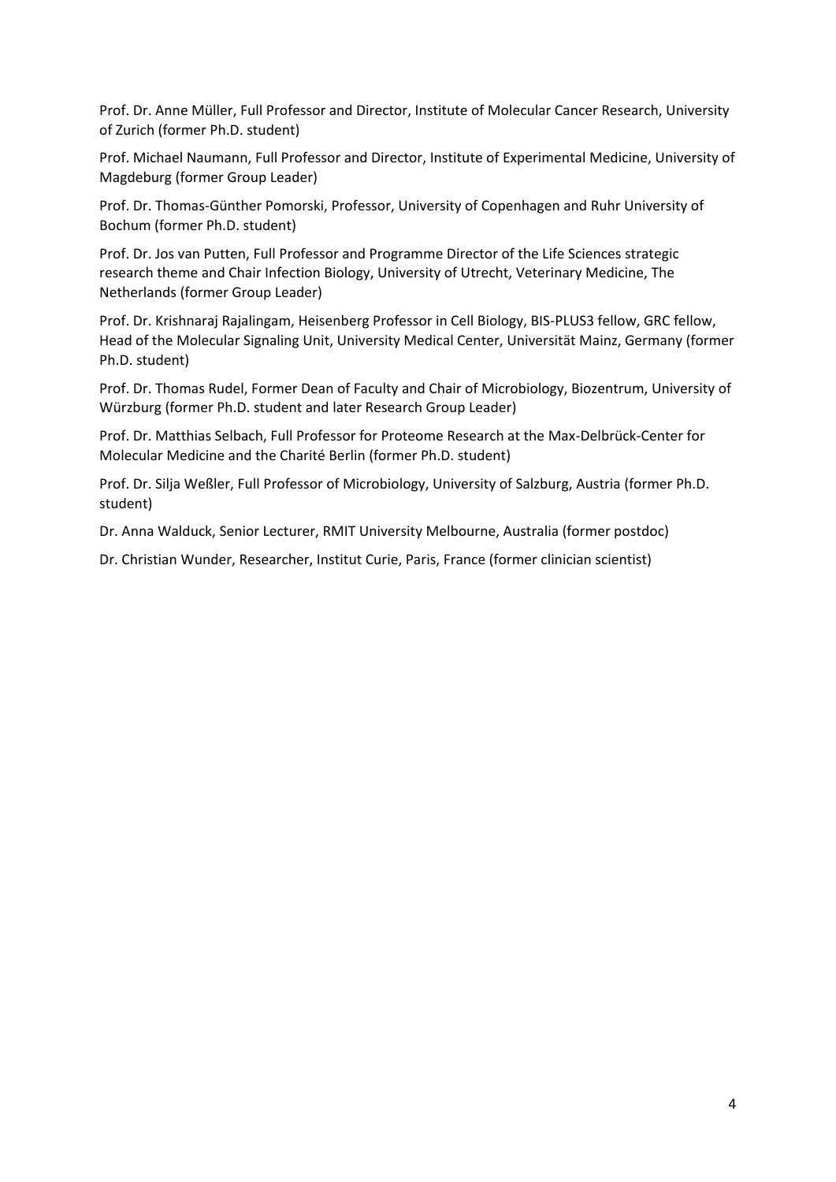Prof. Dr. Anne Müller, Full Professor and Director, Institute of Molecular Cancer Research, University of Zurich (former Ph.D. student)

Prof. Michael Naumann, Full Professor and Director, Institute of Experimental Medicine, University of Magdeburg (former Group Leader)

Prof. Dr. Thomas-Günther Pomorski, Professor, University of Copenhagen and Ruhr University of Bochum (former Ph.D. student)

Prof. Dr. Jos van Putten, Full Professor and Programme Director of the Life Sciences strategic research theme and Chair Infection Biology, University of Utrecht, Veterinary Medicine, The Netherlands (former Group Leader)

Prof. Dr. Krishnaraj Rajalingam, Heisenberg Professor in Cell Biology, BIS-PLUS3 fellow, GRC fellow, Head of the Molecular Signaling Unit, University Medical Center, Universität Mainz, Germany (former Ph.D. student)

Prof. Dr. Thomas Rudel, Former Dean of Faculty and Chair of Microbiology, Biozentrum, University of Würzburg (former Ph.D. student and later Research Group Leader)

Prof. Dr. Matthias Selbach, Full Professor for Proteome Research at the Max-Delbrück-Center for Molecular Medicine and the Charité Berlin (former Ph.D. student)

Prof. Dr. Silja Weßler, Full Professor of Microbiology, University of Salzburg, Austria (former Ph.D. student)

Dr. Anna Walduck, Senior Lecturer, RMIT University Melbourne, Australia (former postdoc)

Dr. Christian Wunder, Researcher, Institut Curie, Paris, France (former clinician scientist)